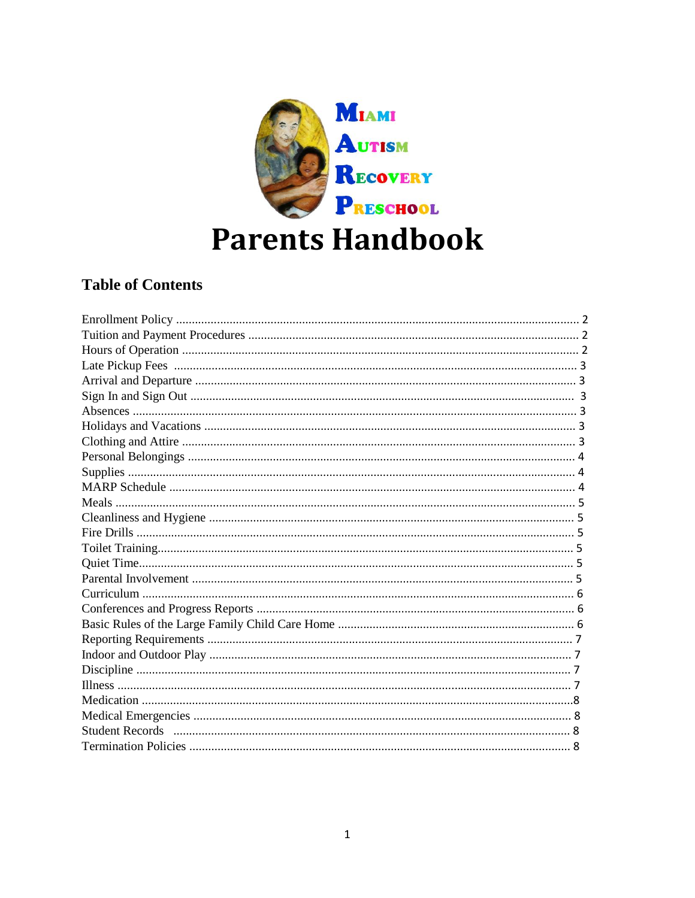Miami
Autism
Recovery
Preschool

# Parents Handbook

## Table of Contents

| | |
|---|---|
| Enrollment Policy | 2 |
| Tuition and Payment Procedures | 2 |
| Hours of Operation | 2 |
| Late Pickup Fees | 3 |
| Arrival and Departure | 3 |
| Sign In and Sign Out | 3 |
| Absences | 3 |
| Holidays and Vacations | 3 |
| Clothing and Attire | 3 |
| Personal Belongings | 4 |
| Supplies | 4 |
| MARP Schedule | 4 |
| Meals | 5 |
| Cleanliness and Hygiene | 5 |
| Fire Drills | 5 |
| Toilet Training | 5 |
| Quiet Time | 5 |
| Parental Involvement | 5 |
| Curriculum | 6 |
| Conferences and Progress Reports | 6 |
| Basic Rules of the Large Family Child Care Home | 6 |
| Reporting Requirements | 7 |
| Indoor and Outdoor Play | 7 |
| Discipline | 7 |
| Illness | 7 |
| Medication | 8 |
| Medical Emergencies | 8 |
| Student Records | 8 |
| Termination Policies | 8 |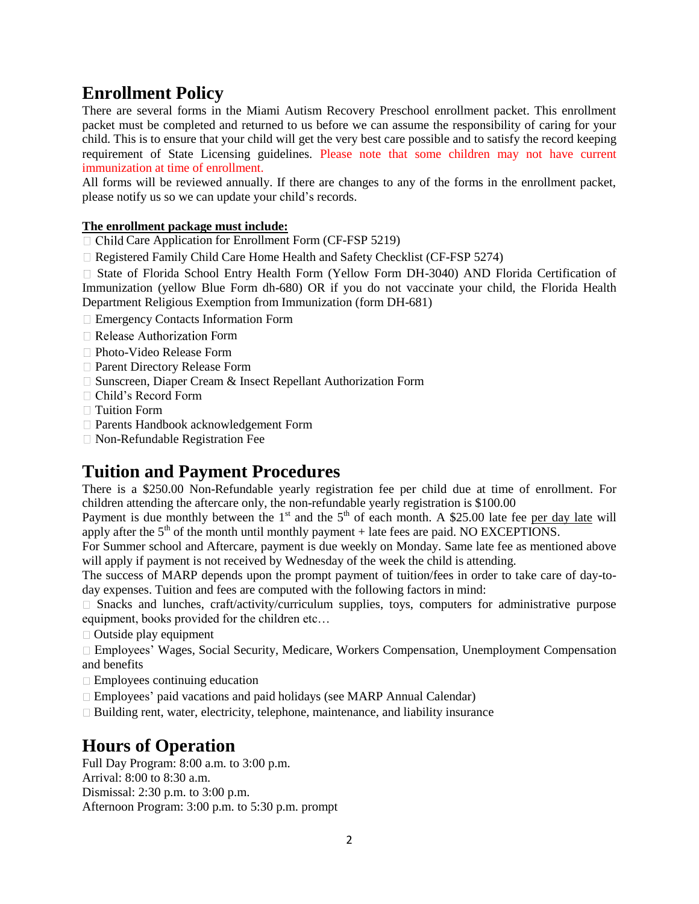## Enrollment Policy

There are several forms in the Miami Autism Recovery Preschool enrollment packet. This enrollment packet must be completed and returned to us before we can assume the responsibility of caring for your child. This is to ensure that your child will get the very best care possible and to satisfy the record keeping requirement of State Licensing guidelines. Please note that some children may not have current immunization at time of enrollment.

All forms will be reviewed annually. If there are changes to any of the forms in the enrollment packet, please notify us so we can update your child's records.

**The enrollment package must include:**

- Child Care Application for Enrollment Form (CF-FSP 5219)
- Registered Family Child Care Home Health and Safety Checklist (CF-FSP 5274)
- State of Florida School Entry Health Form (Yellow Form DH-3040) AND Florida Certification of Immunization (yellow Blue Form dh-680) OR if you do not vaccinate your child, the Florida Health Department Religious Exemption from Immunization (form DH-681)
- Emergency Contacts Information Form
- Release Authorization Form
- Photo-Video Release Form
- Parent Directory Release Form
- Sunscreen, Diaper Cream & Insect Repellant Authorization Form
- Child's Record Form
- Tuition Form
- Parents Handbook acknowledgement Form
- Non-Refundable Registration Fee

## Tuition and Payment Procedures

There is a $250.00 Non-Refundable yearly registration fee per child due at time of enrollment. For children attending the aftercare only, the non-refundable yearly registration is $100.00

Payment is due monthly between the 1st and the 5th of each month. A $25.00 late fee per day late will apply after the 5th of the month until monthly payment + late fees are paid. NO EXCEPTIONS.

For Summer school and Aftercare, payment is due weekly on Monday. Same late fee as mentioned above will apply if payment is not received by Wednesday of the week the child is attending.

The success of MARP depends upon the prompt payment of tuition/fees in order to take care of day-to-day expenses. Tuition and fees are computed with the following factors in mind:

- Snacks and lunches, craft/activity/curriculum supplies, toys, computers for administrative purpose equipment, books provided for the children etc…
- Outside play equipment
- Employees' Wages, Social Security, Medicare, Workers Compensation, Unemployment Compensation and benefits
- Employees continuing education
- Employees' paid vacations and paid holidays (see MARP Annual Calendar)
- Building rent, water, electricity, telephone, maintenance, and liability insurance

## Hours of Operation

Full Day Program: 8:00 a.m. to 3:00 p.m.
Arrival: 8:00 to 8:30 a.m.
Dismissal: 2:30 p.m. to 3:00 p.m.
Afternoon Program: 3:00 p.m. to 5:30 p.m. prompt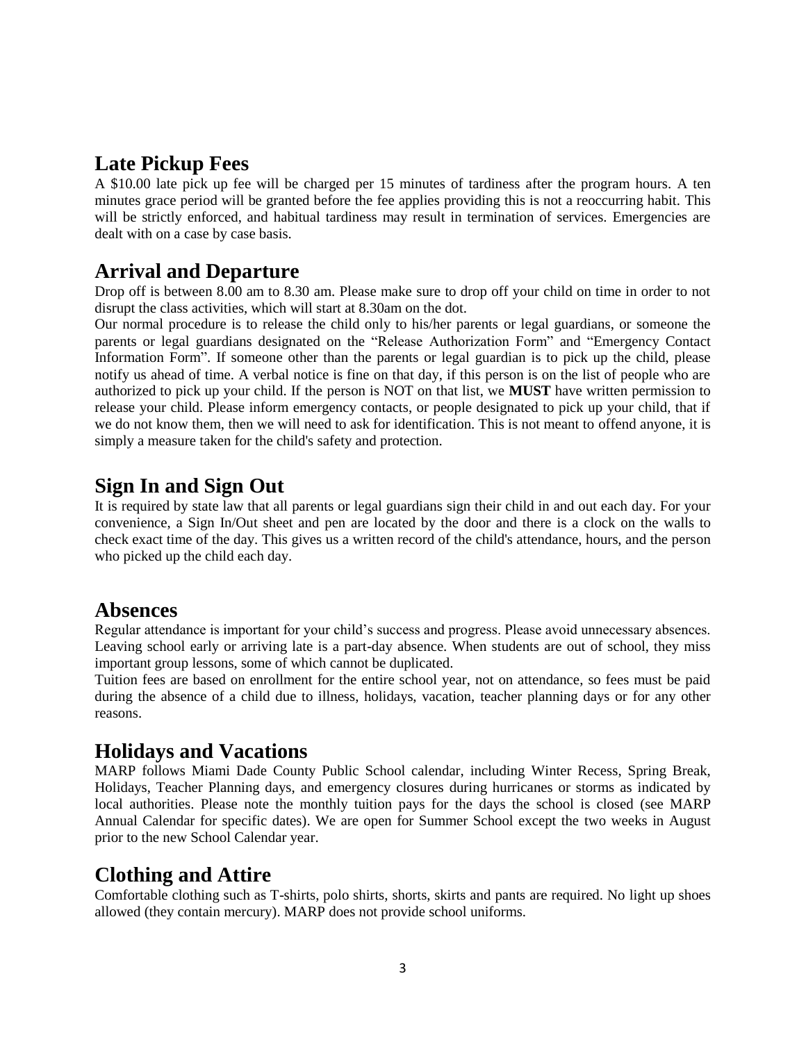## Late Pickup Fees

A $10.00 late pick up fee will be charged per 15 minutes of tardiness after the program hours. A ten minutes grace period will be granted before the fee applies providing this is not a reoccurring habit. This will be strictly enforced, and habitual tardiness may result in termination of services. Emergencies are dealt with on a case by case basis.

## Arrival and Departure

Drop off is between 8.00 am to 8.30 am. Please make sure to drop off your child on time in order to not disrupt the class activities, which will start at 8.30am on the dot.

Our normal procedure is to release the child only to his/her parents or legal guardians, or someone the parents or legal guardians designated on the "Release Authorization Form" and "Emergency Contact Information Form". If someone other than the parents or legal guardian is to pick up the child, please notify us ahead of time. A verbal notice is fine on that day, if this person is on the list of people who are authorized to pick up your child. If the person is NOT on that list, we **MUST** have written permission to release your child. Please inform emergency contacts, or people designated to pick up your child, that if we do not know them, then we will need to ask for identification. This is not meant to offend anyone, it is simply a measure taken for the child's safety and protection.

## Sign In and Sign Out

It is required by state law that all parents or legal guardians sign their child in and out each day. For your convenience, a Sign In/Out sheet and pen are located by the door and there is a clock on the walls to check exact time of the day. This gives us a written record of the child's attendance, hours, and the person who picked up the child each day.

## Absences

Regular attendance is important for your child's success and progress. Please avoid unnecessary absences. Leaving school early or arriving late is a part-day absence. When students are out of school, they miss important group lessons, some of which cannot be duplicated.

Tuition fees are based on enrollment for the entire school year, not on attendance, so fees must be paid during the absence of a child due to illness, holidays, vacation, teacher planning days or for any other reasons.

## Holidays and Vacations

MARP follows Miami Dade County Public School calendar, including Winter Recess, Spring Break, Holidays, Teacher Planning days, and emergency closures during hurricanes or storms as indicated by local authorities. Please note the monthly tuition pays for the days the school is closed (see MARP Annual Calendar for specific dates). We are open for Summer School except the two weeks in August prior to the new School Calendar year.

## Clothing and Attire

Comfortable clothing such as T-shirts, polo shirts, shorts, skirts and pants are required. No light up shoes allowed (they contain mercury). MARP does not provide school uniforms.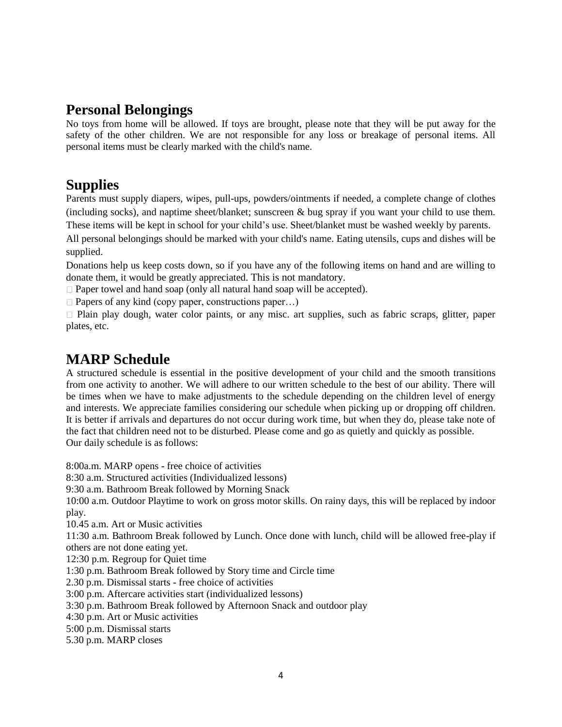## Personal Belongings

No toys from home will be allowed. If toys are brought, please note that they will be put away for the safety of the other children. We are not responsible for any loss or breakage of personal items. All personal items must be clearly marked with the child's name.

## Supplies

Parents must supply diapers, wipes, pull-ups, powders/ointments if needed, a complete change of clothes (including socks), and naptime sheet/blanket; sunscreen & bug spray if you want your child to use them. These items will be kept in school for your child's use. Sheet/blanket must be washed weekly by parents.

All personal belongings should be marked with your child's name. Eating utensils, cups and dishes will be supplied.

Donations help us keep costs down, so if you have any of the following items on hand and are willing to donate them, it would be greatly appreciated. This is not mandatory.

- Paper towel and hand soap (only all natural hand soap will be accepted).
- Papers of any kind (copy paper, constructions paper…)
- Plain play dough, water color paints, or any misc. art supplies, such as fabric scraps, glitter, paper plates, etc.

## MARP Schedule

A structured schedule is essential in the positive development of your child and the smooth transitions from one activity to another. We will adhere to our written schedule to the best of our ability. There will be times when we have to make adjustments to the schedule depending on the children level of energy and interests. We appreciate families considering our schedule when picking up or dropping off children. It is better if arrivals and departures do not occur during work time, but when they do, please take note of the fact that children need not to be disturbed. Please come and go as quietly and quickly as possible.
Our daily schedule is as follows:

8:00a.m. MARP opens - free choice of activities
8:30 a.m. Structured activities (Individualized lessons)
9:30 a.m. Bathroom Break followed by Morning Snack
10:00 a.m. Outdoor Playtime to work on gross motor skills. On rainy days, this will be replaced by indoor play.
10.45 a.m. Art or Music activities
11:30 a.m. Bathroom Break followed by Lunch. Once done with lunch, child will be allowed free-play if others are not done eating yet.
12:30 p.m. Regroup for Quiet time
1:30 p.m. Bathroom Break followed by Story time and Circle time
2.30 p.m. Dismissal starts - free choice of activities
3:00 p.m. Aftercare activities start (individualized lessons)
3:30 p.m. Bathroom Break followed by Afternoon Snack and outdoor play
4:30 p.m. Art or Music activities
5:00 p.m. Dismissal starts
5.30 p.m. MARP closes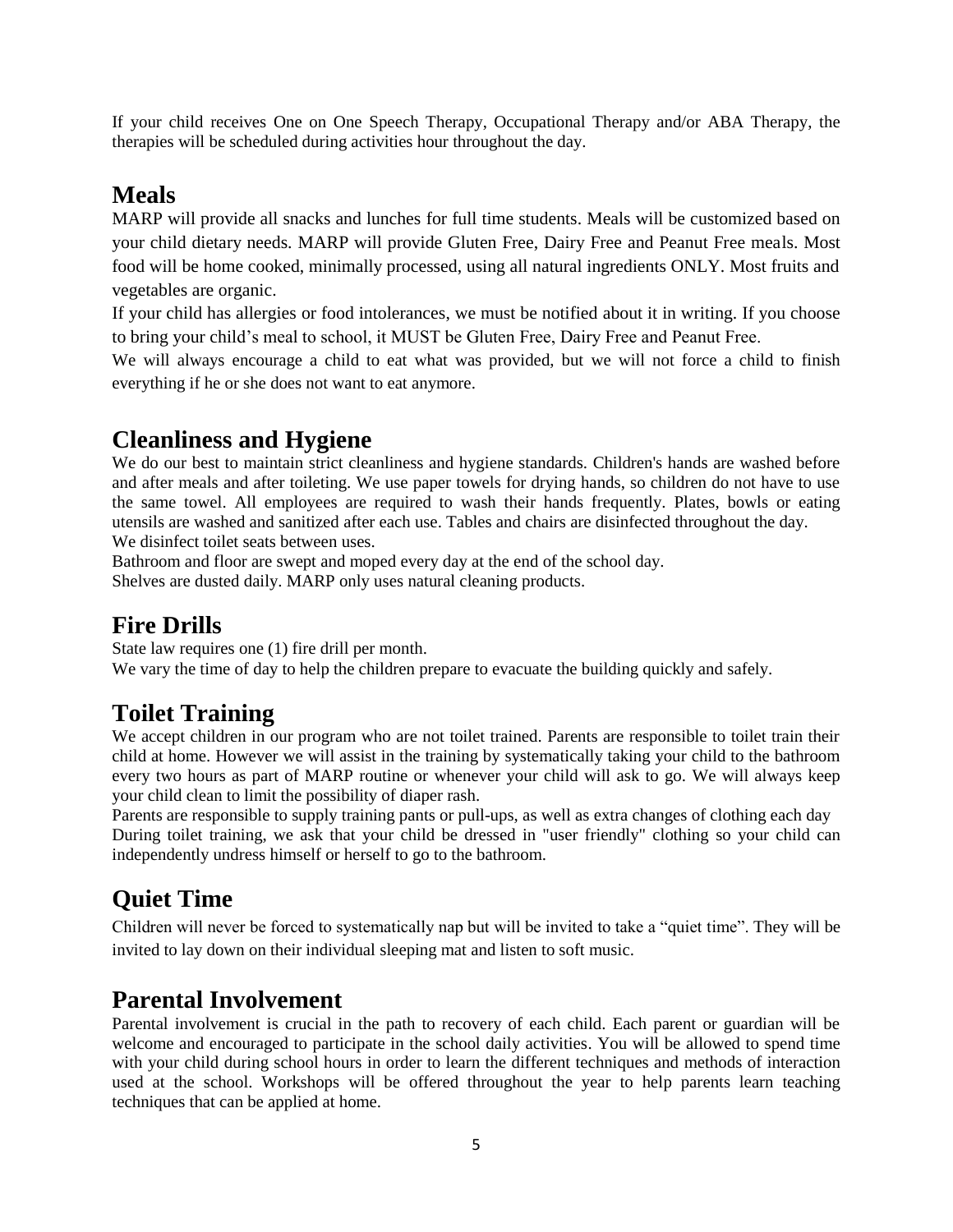If your child receives One on One Speech Therapy, Occupational Therapy and/or ABA Therapy, the therapies will be scheduled during activities hour throughout the day.

## Meals

MARP will provide all snacks and lunches for full time students. Meals will be customized based on your child dietary needs. MARP will provide Gluten Free, Dairy Free and Peanut Free meals. Most food will be home cooked, minimally processed, using all natural ingredients ONLY. Most fruits and vegetables are organic.

If your child has allergies or food intolerances, we must be notified about it in writing. If you choose to bring your child's meal to school, it MUST be Gluten Free, Dairy Free and Peanut Free.

We will always encourage a child to eat what was provided, but we will not force a child to finish everything if he or she does not want to eat anymore.

## Cleanliness and Hygiene

We do our best to maintain strict cleanliness and hygiene standards. Children's hands are washed before and after meals and after toileting. We use paper towels for drying hands, so children do not have to use the same towel. All employees are required to wash their hands frequently. Plates, bowls or eating utensils are washed and sanitized after each use. Tables and chairs are disinfected throughout the day.

We disinfect toilet seats between uses.

Bathroom and floor are swept and moped every day at the end of the school day.

Shelves are dusted daily. MARP only uses natural cleaning products.

## Fire Drills

State law requires one (1) fire drill per month.

We vary the time of day to help the children prepare to evacuate the building quickly and safely.

## Toilet Training

We accept children in our program who are not toilet trained. Parents are responsible to toilet train their child at home. However we will assist in the training by systematically taking your child to the bathroom every two hours as part of MARP routine or whenever your child will ask to go. We will always keep your child clean to limit the possibility of diaper rash.

Parents are responsible to supply training pants or pull-ups, as well as extra changes of clothing each day

During toilet training, we ask that your child be dressed in "user friendly" clothing so your child can independently undress himself or herself to go to the bathroom.

## Quiet Time

Children will never be forced to systematically nap but will be invited to take a "quiet time". They will be invited to lay down on their individual sleeping mat and listen to soft music.

## Parental Involvement

Parental involvement is crucial in the path to recovery of each child. Each parent or guardian will be welcome and encouraged to participate in the school daily activities. You will be allowed to spend time with your child during school hours in order to learn the different techniques and methods of interaction used at the school. Workshops will be offered throughout the year to help parents learn teaching techniques that can be applied at home.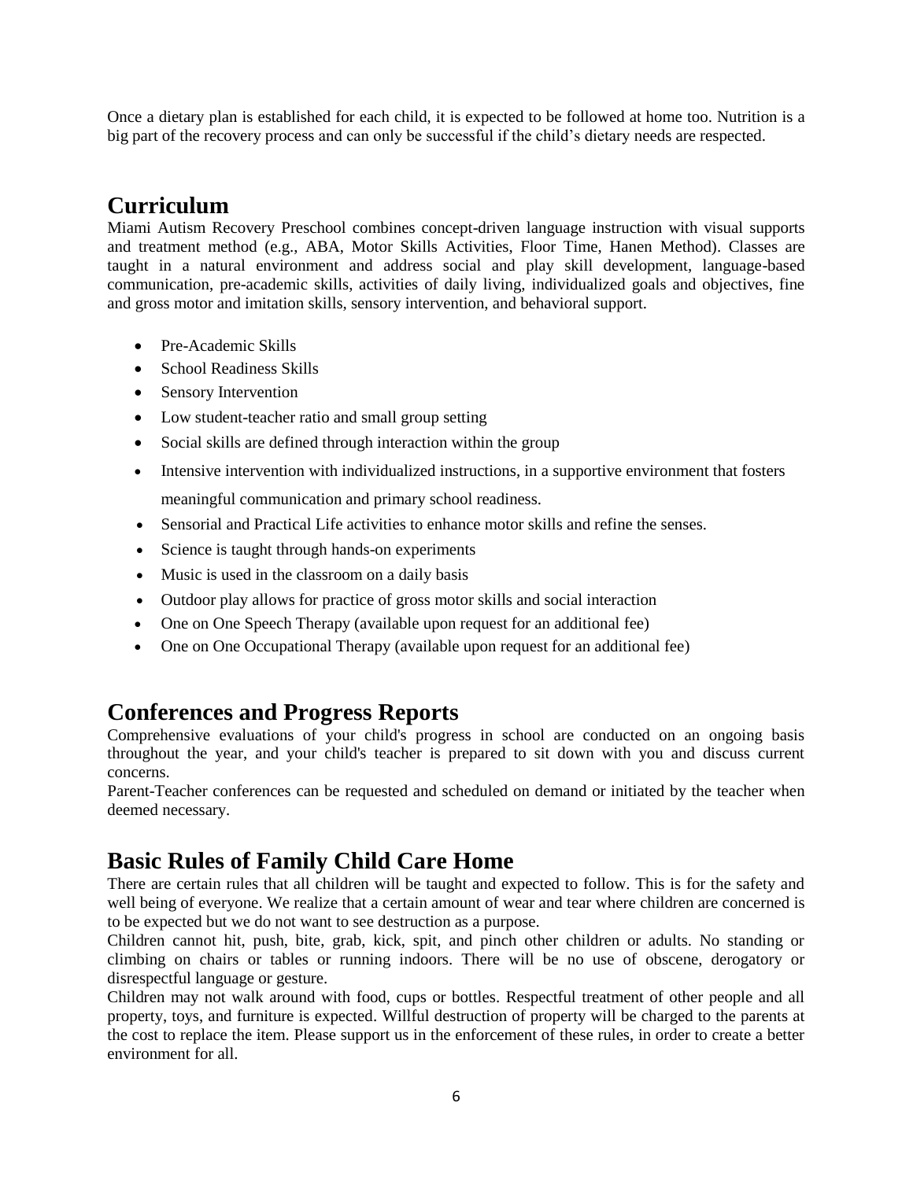Once a dietary plan is established for each child, it is expected to be followed at home too. Nutrition is a big part of the recovery process and can only be successful if the child's dietary needs are respected.

## Curriculum

Miami Autism Recovery Preschool combines concept-driven language instruction with visual supports and treatment method (e.g., ABA, Motor Skills Activities, Floor Time, Hanen Method). Classes are taught in a natural environment and address social and play skill development, language-based communication, pre-academic skills, activities of daily living, individualized goals and objectives, fine and gross motor and imitation skills, sensory intervention, and behavioral support.

- Pre-Academic Skills
- School Readiness Skills
- Sensory Intervention
- Low student-teacher ratio and small group setting
- Social skills are defined through interaction within the group
- Intensive intervention with individualized instructions, in a supportive environment that fosters meaningful communication and primary school readiness.
- Sensorial and Practical Life activities to enhance motor skills and refine the senses.
- Science is taught through hands-on experiments
- Music is used in the classroom on a daily basis
- Outdoor play allows for practice of gross motor skills and social interaction
- One on One Speech Therapy (available upon request for an additional fee)
- One on One Occupational Therapy (available upon request for an additional fee)

## Conferences and Progress Reports

Comprehensive evaluations of your child's progress in school are conducted on an ongoing basis throughout the year, and your child's teacher is prepared to sit down with you and discuss current concerns.

Parent-Teacher conferences can be requested and scheduled on demand or initiated by the teacher when deemed necessary.

## Basic Rules of Family Child Care Home

There are certain rules that all children will be taught and expected to follow. This is for the safety and well being of everyone. We realize that a certain amount of wear and tear where children are concerned is to be expected but we do not want to see destruction as a purpose.

Children cannot hit, push, bite, grab, kick, spit, and pinch other children or adults. No standing or climbing on chairs or tables or running indoors. There will be no use of obscene, derogatory or disrespectful language or gesture.

Children may not walk around with food, cups or bottles. Respectful treatment of other people and all property, toys, and furniture is expected. Willful destruction of property will be charged to the parents at the cost to replace the item. Please support us in the enforcement of these rules, in order to create a better environment for all.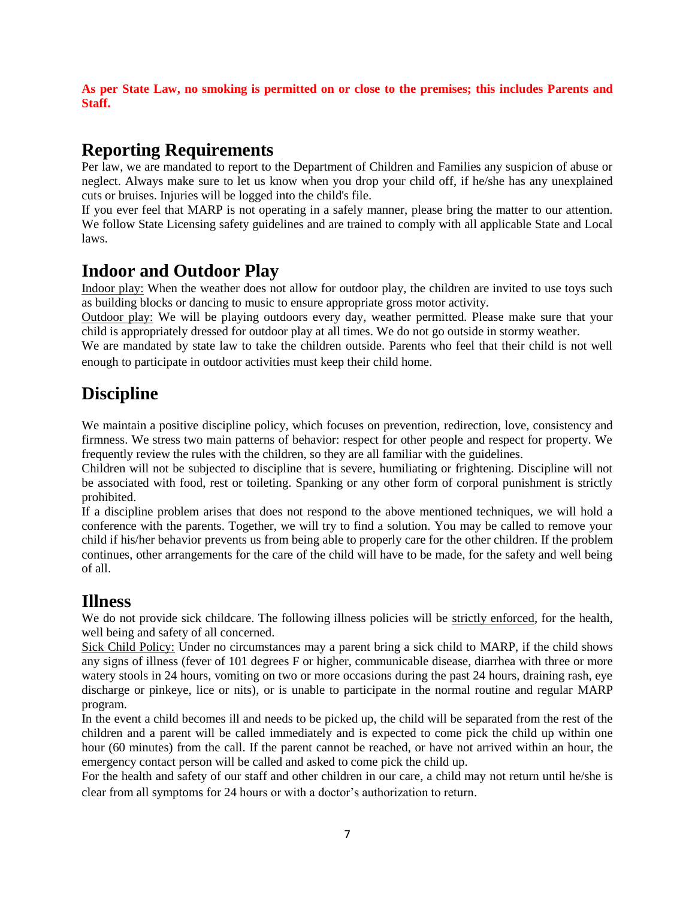**As per State Law, no smoking is permitted on or close to the premises; this includes Parents and Staff.**

## Reporting Requirements

Per law, we are mandated to report to the Department of Children and Families any suspicion of abuse or neglect. Always make sure to let us know when you drop your child off, if he/she has any unexplained cuts or bruises. Injuries will be logged into the child's file.

If you ever feel that MARP is not operating in a safely manner, please bring the matter to our attention. We follow State Licensing safety guidelines and are trained to comply with all applicable State and Local laws.

## Indoor and Outdoor Play

Indoor play: When the weather does not allow for outdoor play, the children are invited to use toys such as building blocks or dancing to music to ensure appropriate gross motor activity.

Outdoor play: We will be playing outdoors every day, weather permitted. Please make sure that your child is appropriately dressed for outdoor play at all times. We do not go outside in stormy weather.

We are mandated by state law to take the children outside. Parents who feel that their child is not well enough to participate in outdoor activities must keep their child home.

## Discipline

We maintain a positive discipline policy, which focuses on prevention, redirection, love, consistency and firmness. We stress two main patterns of behavior: respect for other people and respect for property. We frequently review the rules with the children, so they are all familiar with the guidelines.

Children will not be subjected to discipline that is severe, humiliating or frightening. Discipline will not be associated with food, rest or toileting. Spanking or any other form of corporal punishment is strictly prohibited.

If a discipline problem arises that does not respond to the above mentioned techniques, we will hold a conference with the parents. Together, we will try to find a solution. You may be called to remove your child if his/her behavior prevents us from being able to properly care for the other children. If the problem continues, other arrangements for the care of the child will have to be made, for the safety and well being of all.

## Illness

We do not provide sick childcare. The following illness policies will be strictly enforced, for the health, well being and safety of all concerned.

Sick Child Policy: Under no circumstances may a parent bring a sick child to MARP, if the child shows any signs of illness (fever of 101 degrees F or higher, communicable disease, diarrhea with three or more watery stools in 24 hours, vomiting on two or more occasions during the past 24 hours, draining rash, eye discharge or pinkeye, lice or nits), or is unable to participate in the normal routine and regular MARP program.

In the event a child becomes ill and needs to be picked up, the child will be separated from the rest of the children and a parent will be called immediately and is expected to come pick the child up within one hour (60 minutes) from the call. If the parent cannot be reached, or have not arrived within an hour, the emergency contact person will be called and asked to come pick the child up.

For the health and safety of our staff and other children in our care, a child may not return until he/she is clear from all symptoms for 24 hours or with a doctor's authorization to return.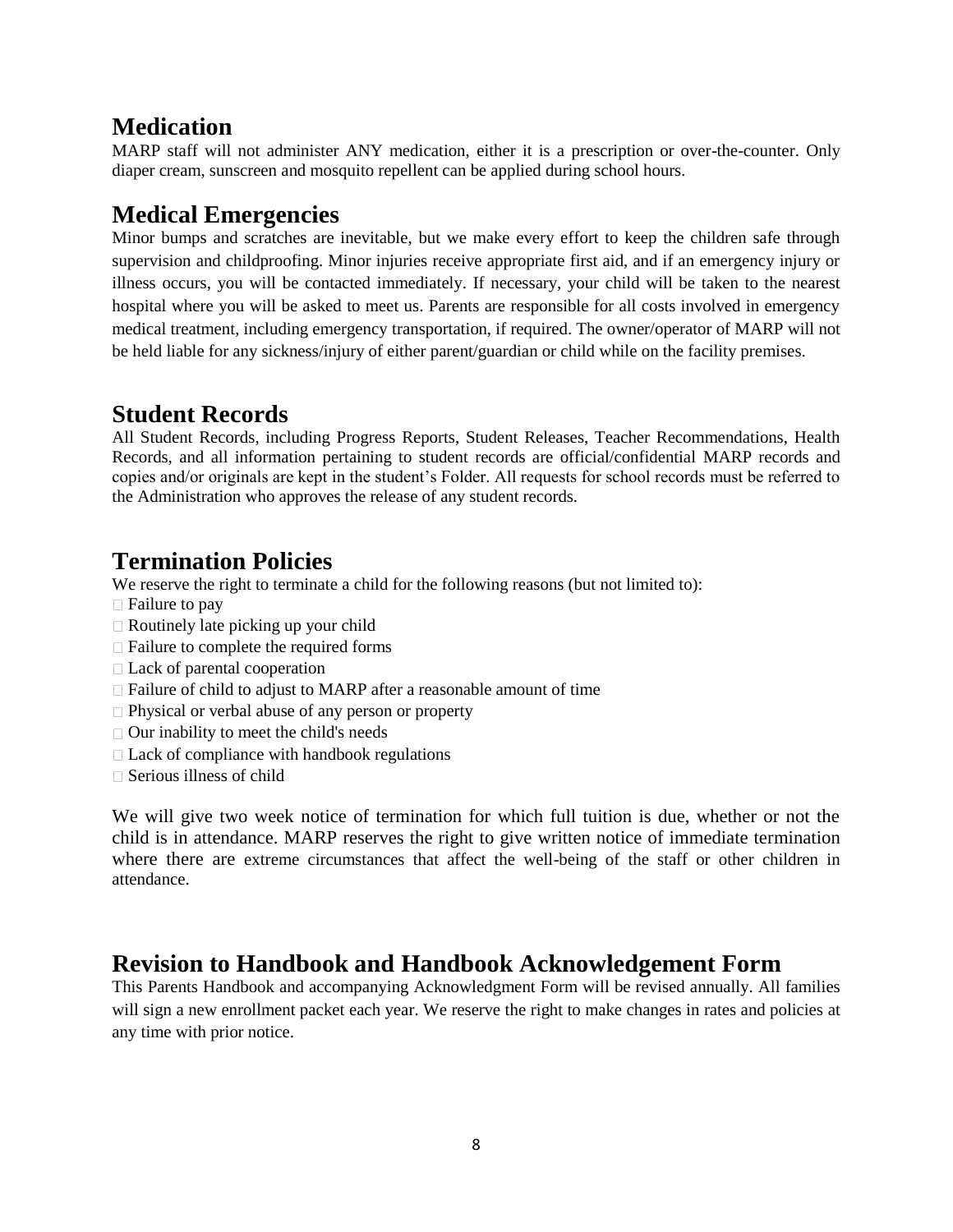## Medication

MARP staff will not administer ANY medication, either it is a prescription or over-the-counter. Only diaper cream, sunscreen and mosquito repellent can be applied during school hours.

## Medical Emergencies

Minor bumps and scratches are inevitable, but we make every effort to keep the children safe through supervision and childproofing. Minor injuries receive appropriate first aid, and if an emergency injury or illness occurs, you will be contacted immediately. If necessary, your child will be taken to the nearest hospital where you will be asked to meet us. Parents are responsible for all costs involved in emergency medical treatment, including emergency transportation, if required. The owner/operator of MARP will not be held liable for any sickness/injury of either parent/guardian or child while on the facility premises.

## Student Records

All Student Records, including Progress Reports, Student Releases, Teacher Recommendations, Health Records, and all information pertaining to student records are official/confidential MARP records and copies and/or originals are kept in the student's Folder. All requests for school records must be referred to the Administration who approves the release of any student records.

## Termination Policies

We reserve the right to terminate a child for the following reasons (but not limited to):

- Failure to pay
- Routinely late picking up your child
- Failure to complete the required forms
- Lack of parental cooperation
- Failure of child to adjust to MARP after a reasonable amount of time
- Physical or verbal abuse of any person or property
- Our inability to meet the child's needs
- Lack of compliance with handbook regulations
- Serious illness of child

We will give two week notice of termination for which full tuition is due, whether or not the child is in attendance. MARP reserves the right to give written notice of immediate termination where there are extreme circumstances that affect the well-being of the staff or other children in attendance.

## Revision to Handbook and Handbook Acknowledgement Form

This Parents Handbook and accompanying Acknowledgment Form will be revised annually. All families will sign a new enrollment packet each year. We reserve the right to make changes in rates and policies at any time with prior notice.